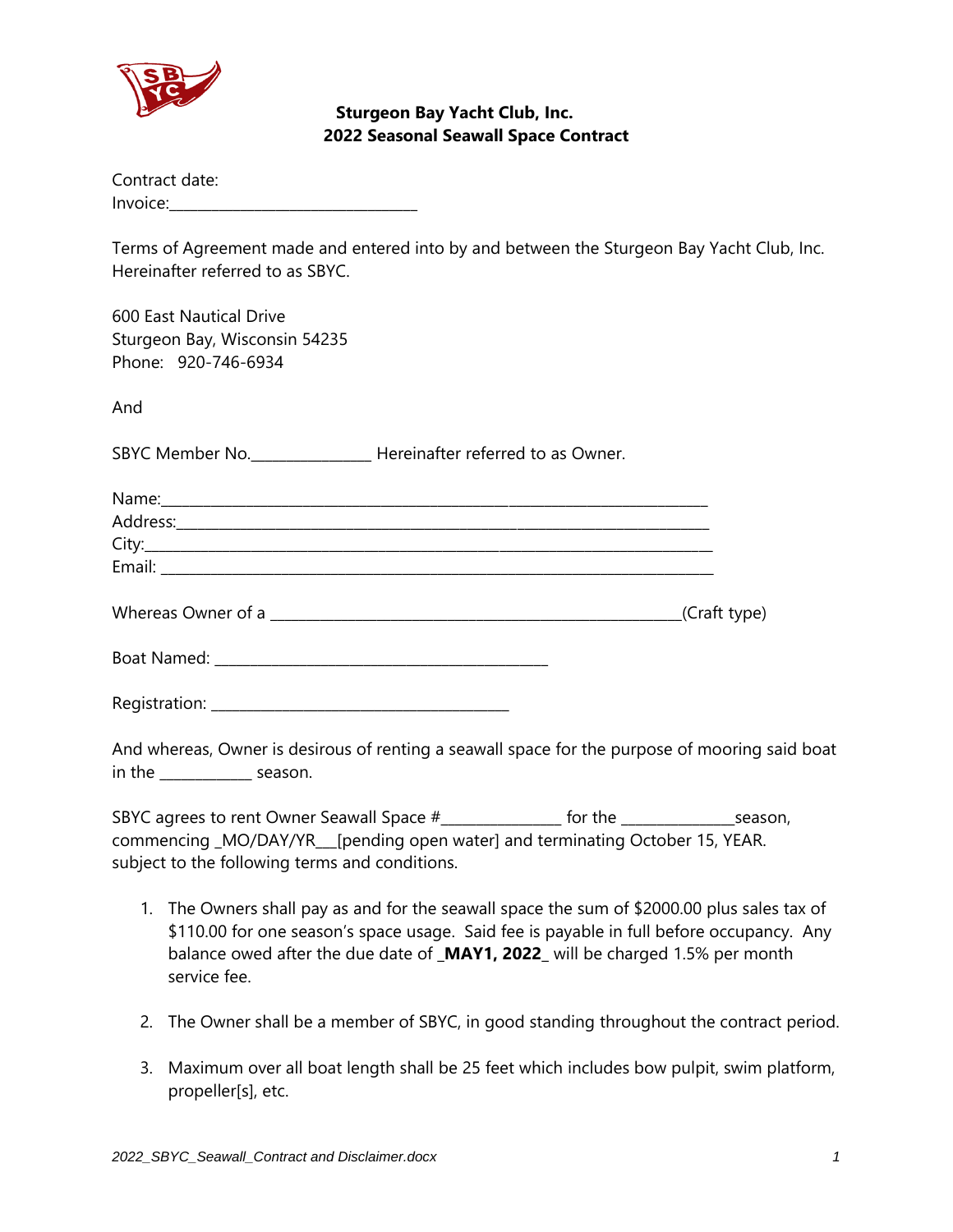**Sturgeon Bay Yacht Club, Inc.**
**2022 Seasonal Seawall Space Contract**

Contract date:
Invoice:________________________________

Terms of Agreement made and entered into by and between the Sturgeon Bay Yacht Club, Inc. Hereinafter referred to as SBYC.

600 East Nautical Drive
Sturgeon Bay, Wisconsin 54235
Phone: 920-746-6934

And

SBYC Member No._______________ Hereinafter referred to as Owner.

Name:______________________________________________________________________
Address:____________________________________________________________________
City:_______________________________________________________________________
Email: ______________________________________________________________________

Whereas Owner of a _____________________________________________________(Craft type)

Boat Named: ___________________________________________

Registration: _______________________________________

And whereas, Owner is desirous of renting a seawall space for the purpose of mooring said boat in the ____________ season.

SBYC agrees to rent Owner Seawall Space #_______________ for the ______________season, commencing _MO/DAY/YR___[pending open water] and terminating October 15, YEAR. subject to the following terms and conditions.

1. The Owners shall pay as and for the seawall space the sum of $2000.00 plus sales tax of $110.00 for one season's space usage. Said fee is payable in full before occupancy. Any balance owed after the due date of _**MAY1, 2022**_ will be charged 1.5% per month service fee.

2. The Owner shall be a member of SBYC, in good standing throughout the contract period.

3. Maximum over all boat length shall be 25 feet which includes bow pulpit, swim platform, propeller[s], etc.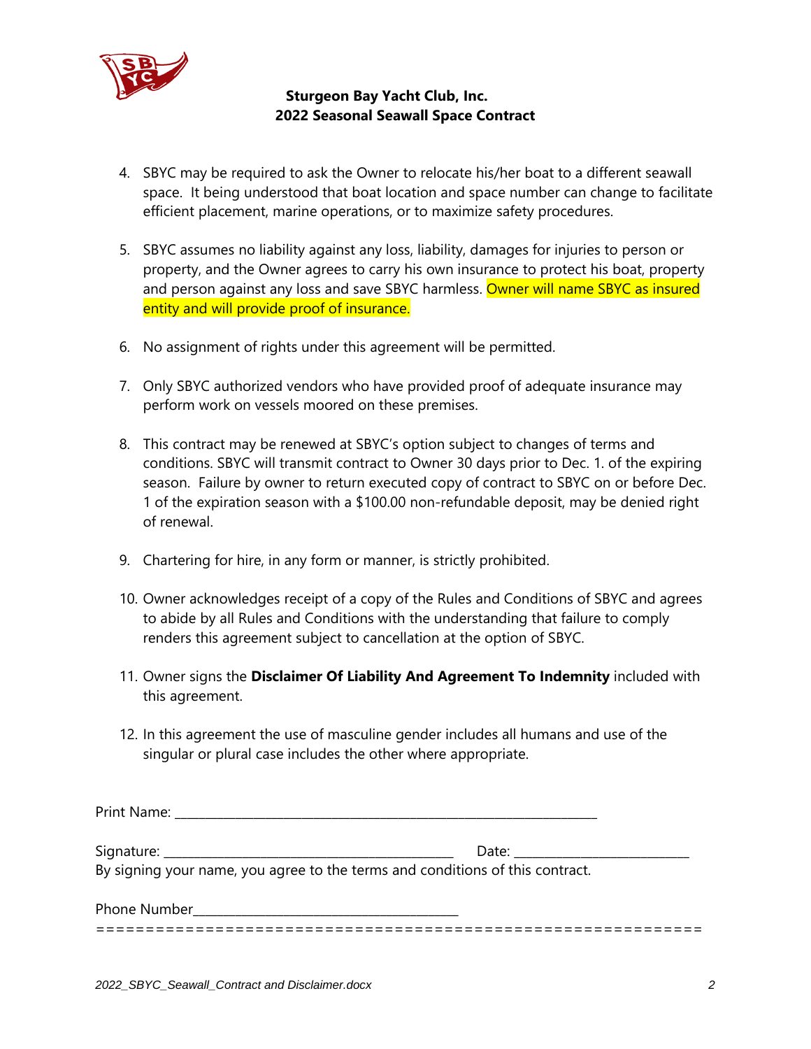**Sturgeon Bay Yacht Club, Inc.**
**2022 Seasonal Seawall Space Contract**

4. SBYC may be required to ask the Owner to relocate his/her boat to a different seawall space. It being understood that boat location and space number can change to facilitate efficient placement, marine operations, or to maximize safety procedures.

5. SBYC assumes no liability against any loss, liability, damages for injuries to person or property, and the Owner agrees to carry his own insurance to protect his boat, property and person against any loss and save SBYC harmless. Owner will name SBYC as insured entity and will provide proof of insurance.

6. No assignment of rights under this agreement will be permitted.

7. Only SBYC authorized vendors who have provided proof of adequate insurance may perform work on vessels moored on these premises.

8. This contract may be renewed at SBYC's option subject to changes of terms and conditions. SBYC will transmit contract to Owner 30 days prior to Dec. 1. of the expiring season. Failure by owner to return executed copy of contract to SBYC on or before Dec. 1 of the expiration season with a $100.00 non-refundable deposit, may be denied right of renewal.

9. Chartering for hire, in any form or manner, is strictly prohibited.

10. Owner acknowledges receipt of a copy of the Rules and Conditions of SBYC and agrees to abide by all Rules and Conditions with the understanding that failure to comply renders this agreement subject to cancellation at the option of SBYC.

11. Owner signs the **Disclaimer Of Liability And Agreement To Indemnity** included with this agreement.

12. In this agreement the use of masculine gender includes all humans and use of the singular or plural case includes the other where appropriate.

Print Name: ______________________________________________________________

Signature: __________________________________________ Date: __________________________

By signing your name, you agree to the terms and conditions of this contract.

Phone Number________________________________________

==============================================================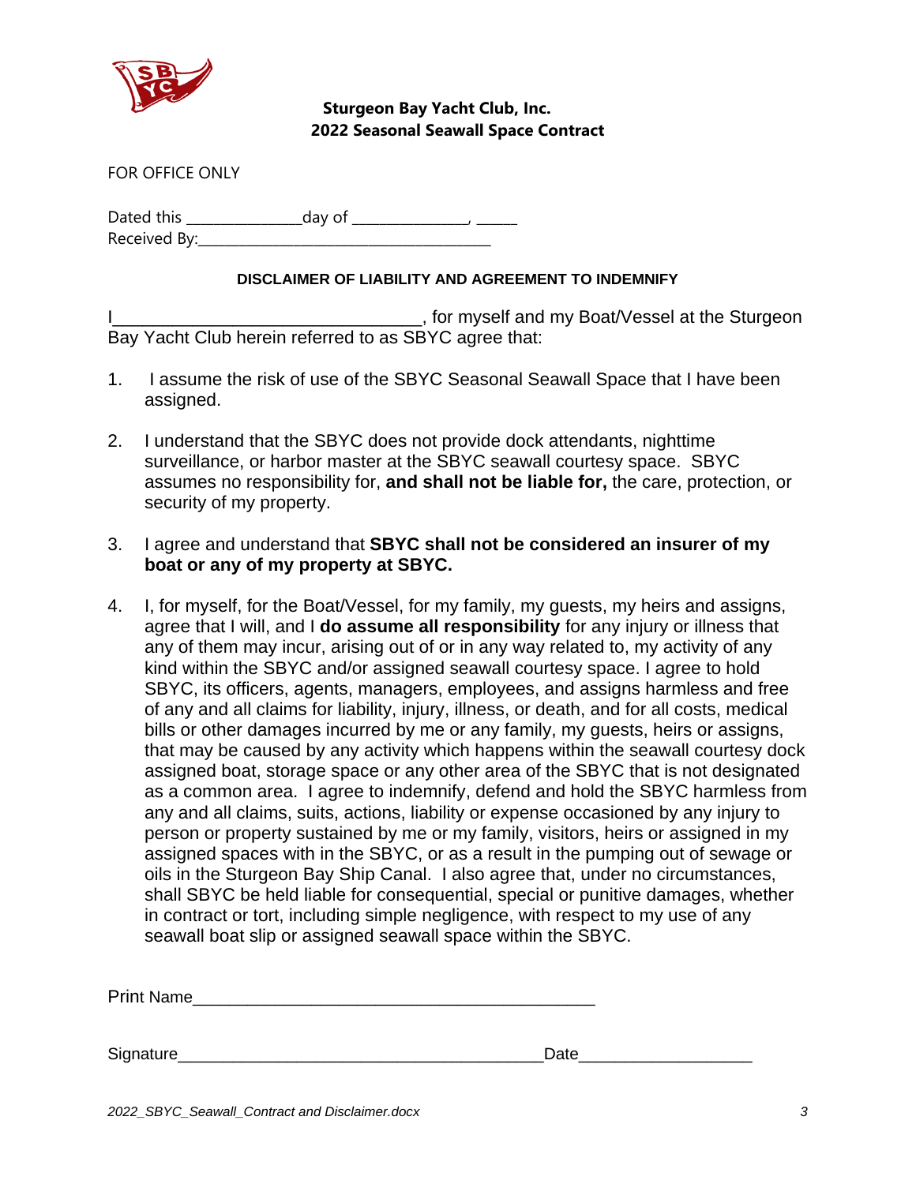**Sturgeon Bay Yacht Club, Inc.**
**2022 Seasonal Seawall Space Contract**

FOR OFFICE ONLY

Dated this _______________day of _______________, ______
Received By:_______________________________________

**DISCLAIMER OF LIABILITY AND AGREEMENT TO INDEMNIFY**

I_________________________________, for myself and my Boat/Vessel at the Sturgeon Bay Yacht Club herein referred to as SBYC agree that:

1. I assume the risk of use of the SBYC Seasonal Seawall Space that I have been assigned.

2. I understand that the SBYC does not provide dock attendants, nighttime surveillance, or harbor master at the SBYC seawall courtesy space. SBYC assumes no responsibility for, **and shall not be liable for,** the care, protection, or security of my property.

3. I agree and understand that **SBYC shall not be considered an insurer of my boat or any of my property at SBYC.**

4. I, for myself, for the Boat/Vessel, for my family, my guests, my heirs and assigns, agree that I will, and I **do assume all responsibility** for any injury or illness that any of them may incur, arising out of or in any way related to, my activity of any kind within the SBYC and/or assigned seawall courtesy space. I agree to hold SBYC, its officers, agents, managers, employees, and assigns harmless and free of any and all claims for liability, injury, illness, or death, and for all costs, medical bills or other damages incurred by me or any family, my guests, heirs or assigns, that may be caused by any activity which happens within the seawall courtesy dock assigned boat, storage space or any other area of the SBYC that is not designated as a common area. I agree to indemnify, defend and hold the SBYC harmless from any and all claims, suits, actions, liability or expense occasioned by any injury to person or property sustained by me or my family, visitors, heirs or assigned in my assigned spaces with in the SBYC, or as a result in the pumping out of sewage or oils in the Sturgeon Bay Ship Canal. I also agree that, under no circumstances, shall SBYC be held liable for consequential, special or punitive damages, whether in contract or tort, including simple negligence, with respect to my use of any seawall boat slip or assigned seawall space within the SBYC.

Print Name_____________________________________________

Signature________________________________________Date___________________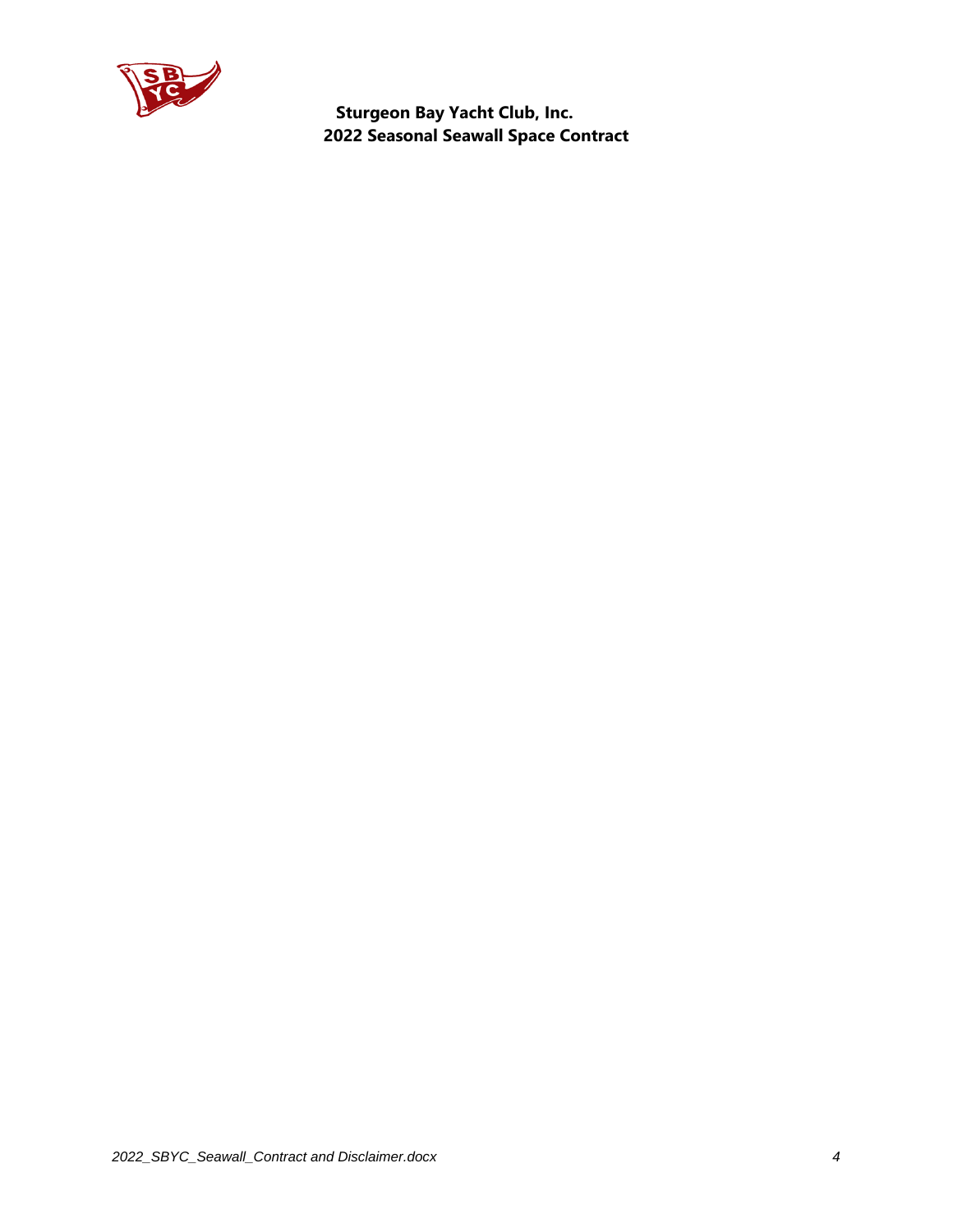**Sturgeon Bay Yacht Club, Inc.**
**2022 Seasonal Seawall Space Contract**